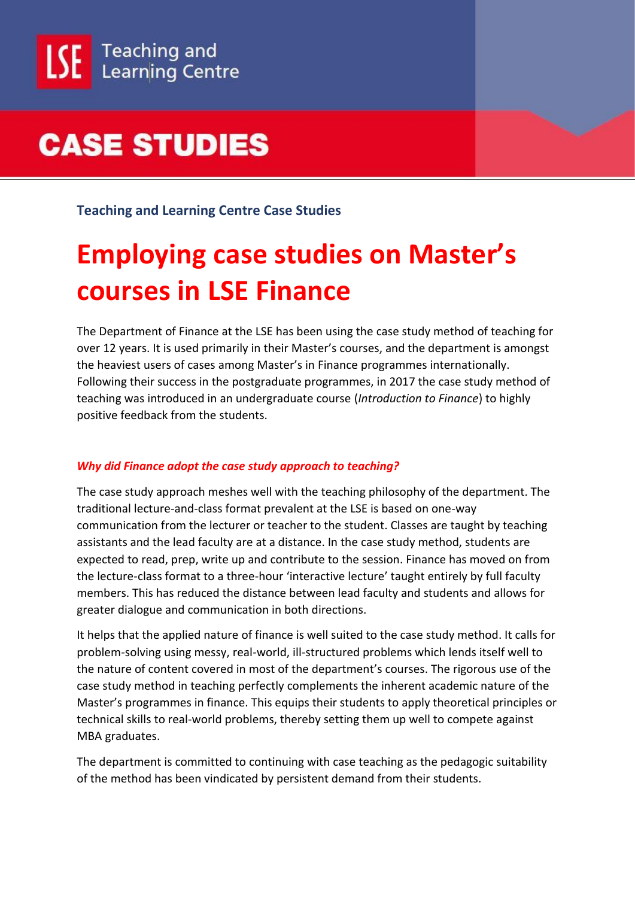LSE Teaching and Learning Centre

# CASE STUDIES

**Teaching and Learning Centre Case Studies**

## Employing case studies on Master's courses in LSE Finance

The Department of Finance at the LSE has been using the case study method of teaching for over 12 years. It is used primarily in their Master's courses, and the department is amongst the heaviest users of cases among Master's in Finance programmes internationally. Following their success in the postgraduate programmes, in 2017 the case study method of teaching was introduced in an undergraduate course (*Introduction to Finance*) to highly positive feedback from the students.

### *Why did Finance adopt the case study approach to teaching?*

The case study approach meshes well with the teaching philosophy of the department. The traditional lecture-and-class format prevalent at the LSE is based on one-way communication from the lecturer or teacher to the student. Classes are taught by teaching assistants and the lead faculty are at a distance. In the case study method, students are expected to read, prep, write up and contribute to the session. Finance has moved on from the lecture-class format to a three-hour 'interactive lecture' taught entirely by full faculty members. This has reduced the distance between lead faculty and students and allows for greater dialogue and communication in both directions.

It helps that the applied nature of finance is well suited to the case study method. It calls for problem-solving using messy, real-world, ill-structured problems which lends itself well to the nature of content covered in most of the department's courses. The rigorous use of the case study method in teaching perfectly complements the inherent academic nature of the Master's programmes in finance. This equips their students to apply theoretical principles or technical skills to real-world problems, thereby setting them up well to compete against MBA graduates.

The department is committed to continuing with case teaching as the pedagogic suitability of the method has been vindicated by persistent demand from their students.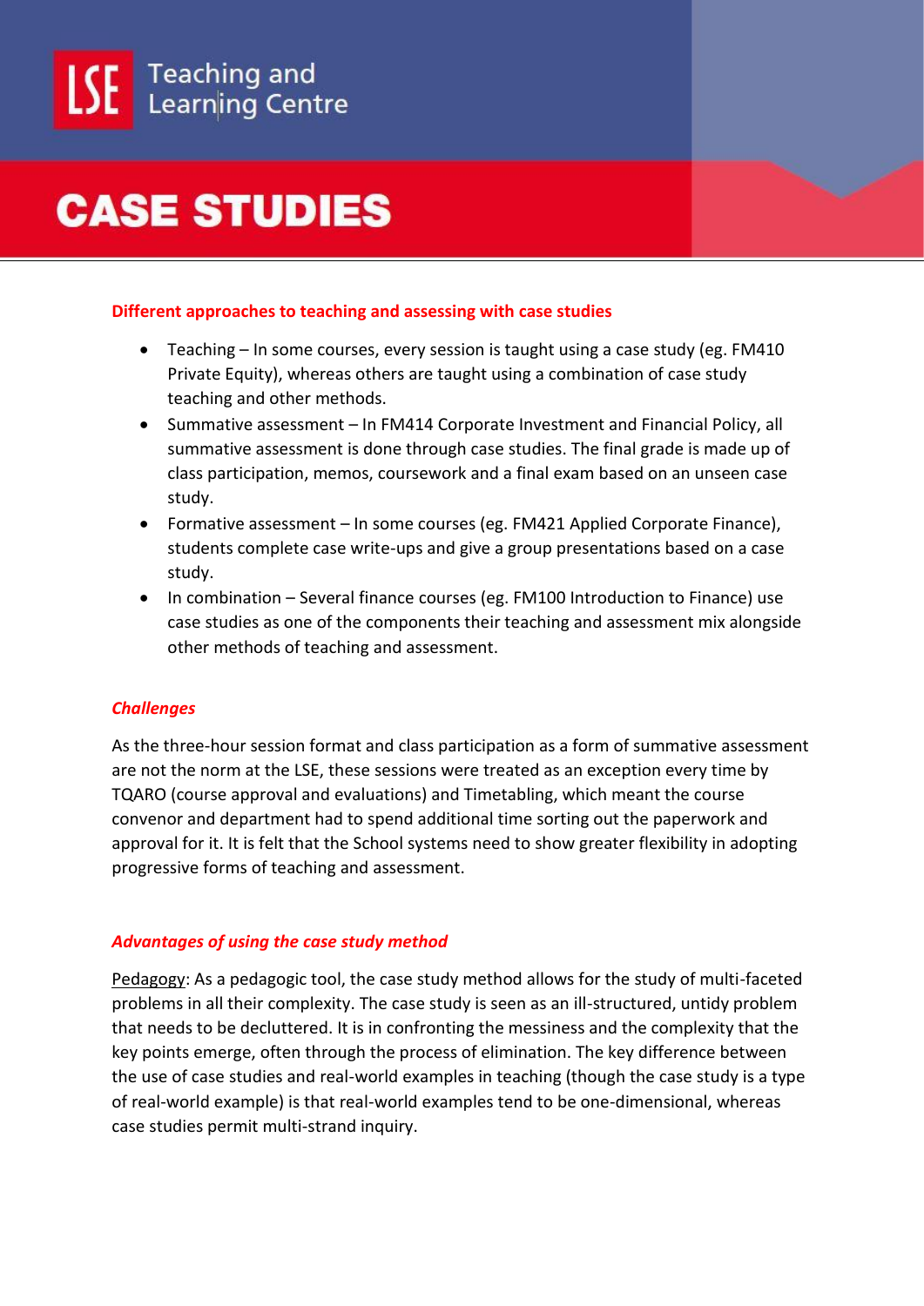# CASE STUDIES

## Different approaches to teaching and assessing with case studies

- Teaching – In some courses, every session is taught using a case study (eg. FM410 Private Equity), whereas others are taught using a combination of case study teaching and other methods.
- Summative assessment – In FM414 Corporate Investment and Financial Policy, all summative assessment is done through case studies. The final grade is made up of class participation, memos, coursework and a final exam based on an unseen case study.
- Formative assessment – In some courses (eg. FM421 Applied Corporate Finance), students complete case write-ups and give a group presentations based on a case study.
- In combination – Several finance courses (eg. FM100 Introduction to Finance) use case studies as one of the components their teaching and assessment mix alongside other methods of teaching and assessment.

### *Challenges*

As the three-hour session format and class participation as a form of summative assessment are not the norm at the LSE, these sessions were treated as an exception every time by TQARO (course approval and evaluations) and Timetabling, which meant the course convenor and department had to spend additional time sorting out the paperwork and approval for it. It is felt that the School systems need to show greater flexibility in adopting progressive forms of teaching and assessment.

### *Advantages of using the case study method*

<u>Pedagogy</u>: As a pedagogic tool, the case study method allows for the study of multi-faceted problems in all their complexity. The case study is seen as an ill-structured, untidy problem that needs to be decluttered. It is in confronting the messiness and the complexity that the key points emerge, often through the process of elimination. The key difference between the use of case studies and real-world examples in teaching (though the case study is a type of real-world example) is that real-world examples tend to be one-dimensional, whereas case studies permit multi-strand inquiry.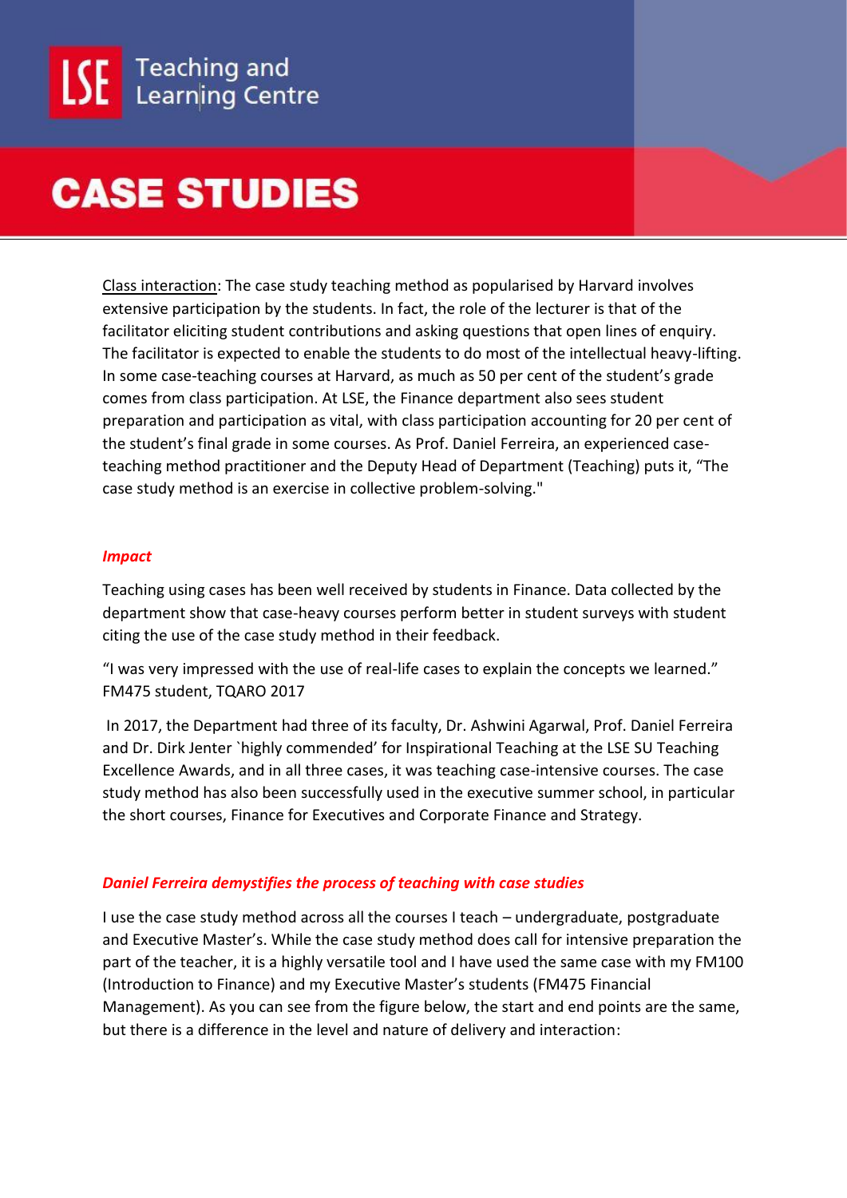Class interaction: The case study teaching method as popularised by Harvard involves extensive participation by the students. In fact, the role of the lecturer is that of the facilitator eliciting student contributions and asking questions that open lines of enquiry. The facilitator is expected to enable the students to do most of the intellectual heavy-lifting. In some case-teaching courses at Harvard, as much as 50 per cent of the student's grade comes from class participation. At LSE, the Finance department also sees student preparation and participation as vital, with class participation accounting for 20 per cent of the student's final grade in some courses. As Prof. Daniel Ferreira, an experienced case-teaching method practitioner and the Deputy Head of Department (Teaching) puts it, "The case study method is an exercise in collective problem-solving."

### *Impact*

Teaching using cases has been well received by students in Finance. Data collected by the department show that case-heavy courses perform better in student surveys with student citing the use of the case study method in their feedback.

"I was very impressed with the use of real-life cases to explain the concepts we learned." FM475 student, TQARO 2017

In 2017, the Department had three of its faculty, Dr. Ashwini Agarwal, Prof. Daniel Ferreira and Dr. Dirk Jenter `highly commended' for Inspirational Teaching at the LSE SU Teaching Excellence Awards, and in all three cases, it was teaching case-intensive courses. The case study method has also been successfully used in the executive summer school, in particular the short courses, Finance for Executives and Corporate Finance and Strategy.

### *Daniel Ferreira demystifies the process of teaching with case studies*

I use the case study method across all the courses I teach – undergraduate, postgraduate and Executive Master's. While the case study method does call for intensive preparation the part of the teacher, it is a highly versatile tool and I have used the same case with my FM100 (Introduction to Finance) and my Executive Master's students (FM475 Financial Management). As you can see from the figure below, the start and end points are the same, but there is a difference in the level and nature of delivery and interaction: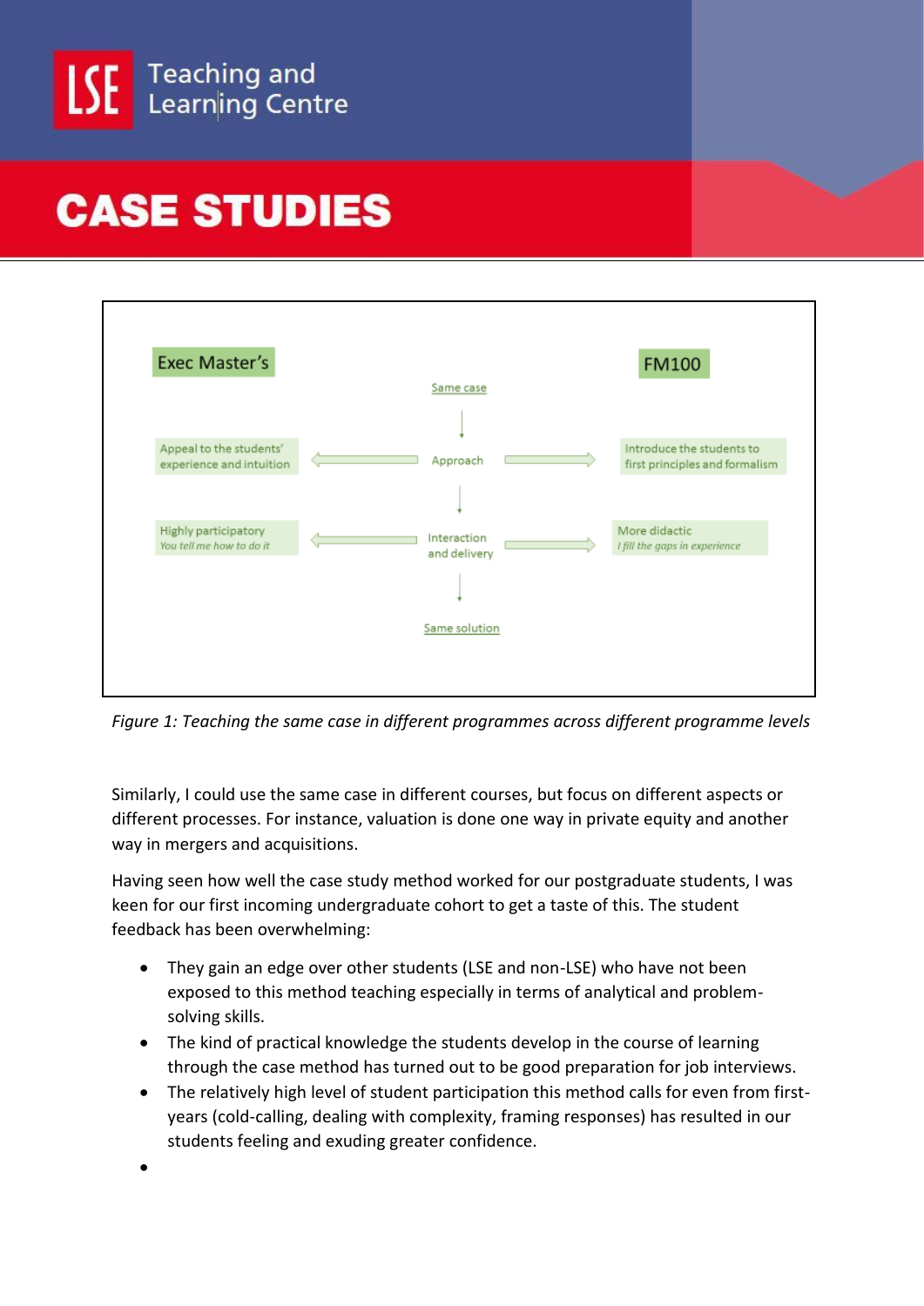| Exec Master's | | FM100 |
|---|---|---|
| | Same case | |
| Appeal to the students' experience and intuition | Approach | Introduce the students to first principles and formalism |
| Highly participatory *You tell me how to do it* | Interaction and delivery | More didactic *I fill the gaps in experience* |
| | Same solution | |

*Figure 1: Teaching the same case in different programmes across different programme levels*

Similarly, I could use the same case in different courses, but focus on different aspects or different processes. For instance, valuation is done one way in private equity and another way in mergers and acquisitions.

Having seen how well the case study method worked for our postgraduate students, I was keen for our first incoming undergraduate cohort to get a taste of this. The student feedback has been overwhelming:

- They gain an edge over other students (LSE and non-LSE) who have not been exposed to this method teaching especially in terms of analytical and problem-solving skills.
- The kind of practical knowledge the students develop in the course of learning through the case method has turned out to be good preparation for job interviews.
- The relatively high level of student participation this method calls for even from first-years (cold-calling, dealing with complexity, framing responses) has resulted in our students feeling and exuding greater confidence.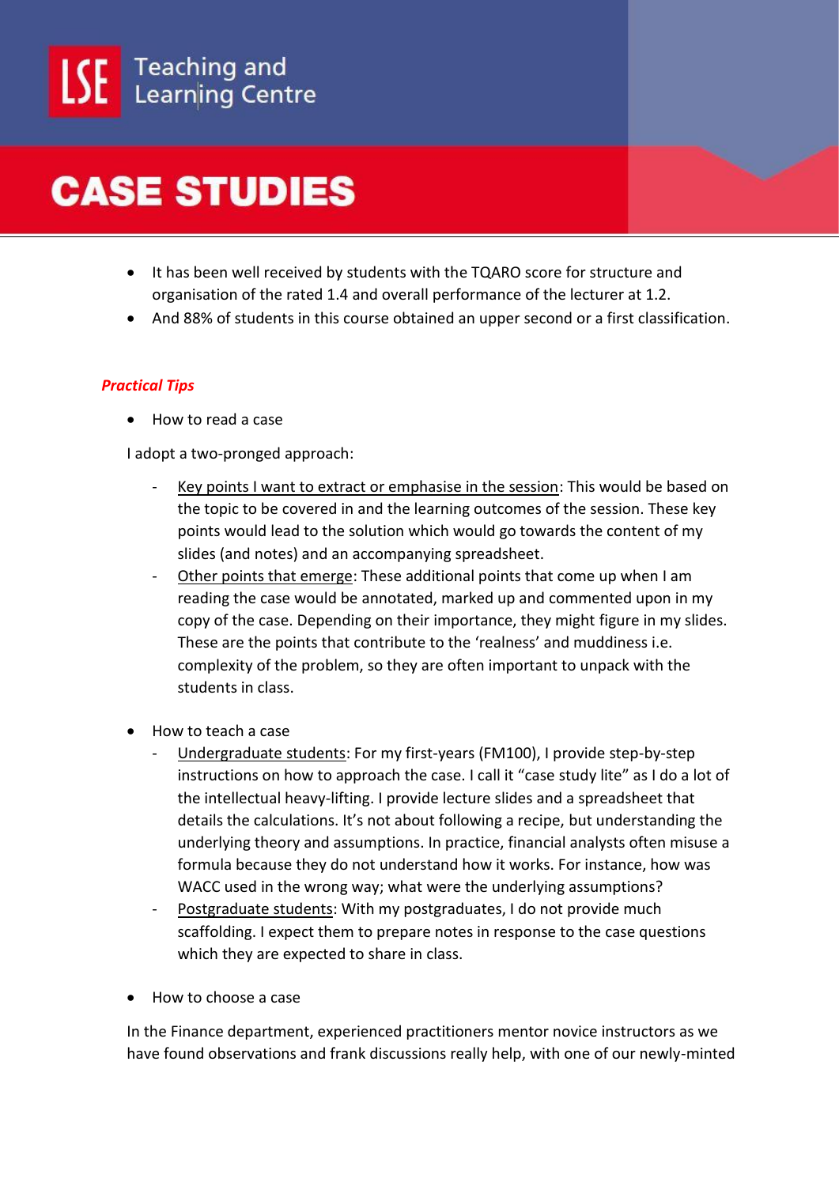- It has been well received by students with the TQARO score for structure and organisation of the rated 1.4 and overall performance of the lecturer at 1.2.
- And 88% of students in this course obtained an upper second or a first classification.

***Practical Tips***

- How to read a case

I adopt a two-pronged approach:

  - Key points I want to extract or emphasise in the session: This would be based on the topic to be covered in and the learning outcomes of the session. These key points would lead to the solution which would go towards the content of my slides (and notes) and an accompanying spreadsheet.
  - Other points that emerge: These additional points that come up when I am reading the case would be annotated, marked up and commented upon in my copy of the case. Depending on their importance, they might figure in my slides. These are the points that contribute to the 'realness' and muddiness i.e. complexity of the problem, so they are often important to unpack with the students in class.

- How to teach a case
  - Undergraduate students: For my first-years (FM100), I provide step-by-step instructions on how to approach the case. I call it "case study lite" as I do a lot of the intellectual heavy-lifting. I provide lecture slides and a spreadsheet that details the calculations. It's not about following a recipe, but understanding the underlying theory and assumptions. In practice, financial analysts often misuse a formula because they do not understand how it works. For instance, how was WACC used in the wrong way; what were the underlying assumptions?
  - Postgraduate students: With my postgraduates, I do not provide much scaffolding. I expect them to prepare notes in response to the case questions which they are expected to share in class.

- How to choose a case

In the Finance department, experienced practitioners mentor novice instructors as we have found observations and frank discussions really help, with one of our newly-minted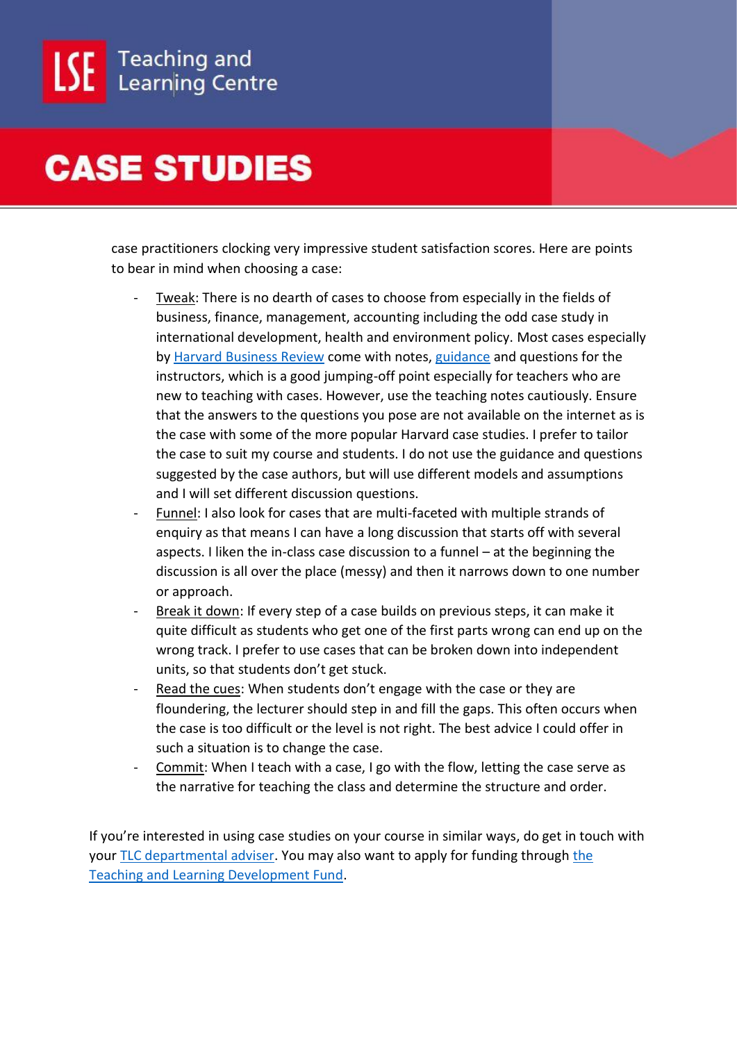case practitioners clocking very impressive student satisfaction scores. Here are points to bear in mind when choosing a case:

- Tweak: There is no dearth of cases to choose from especially in the fields of business, finance, management, accounting including the odd case study in international development, health and environment policy. Most cases especially by Harvard Business Review come with notes, guidance and questions for the instructors, which is a good jumping-off point especially for teachers who are new to teaching with cases. However, use the teaching notes cautiously. Ensure that the answers to the questions you pose are not available on the internet as is the case with some of the more popular Harvard case studies. I prefer to tailor the case to suit my course and students. I do not use the guidance and questions suggested by the case authors, but will use different models and assumptions and I will set different discussion questions.
- Funnel: I also look for cases that are multi-faceted with multiple strands of enquiry as that means I can have a long discussion that starts off with several aspects. I liken the in-class case discussion to a funnel – at the beginning the discussion is all over the place (messy) and then it narrows down to one number or approach.
- Break it down: If every step of a case builds on previous steps, it can make it quite difficult as students who get one of the first parts wrong can end up on the wrong track. I prefer to use cases that can be broken down into independent units, so that students don't get stuck.
- Read the cues: When students don't engage with the case or they are floundering, the lecturer should step in and fill the gaps. This often occurs when the case is too difficult or the level is not right. The best advice I could offer in such a situation is to change the case.
- Commit: When I teach with a case, I go with the flow, letting the case serve as the narrative for teaching the class and determine the structure and order.

If you're interested in using case studies on your course in similar ways, do get in touch with your TLC departmental adviser. You may also want to apply for funding through the Teaching and Learning Development Fund.